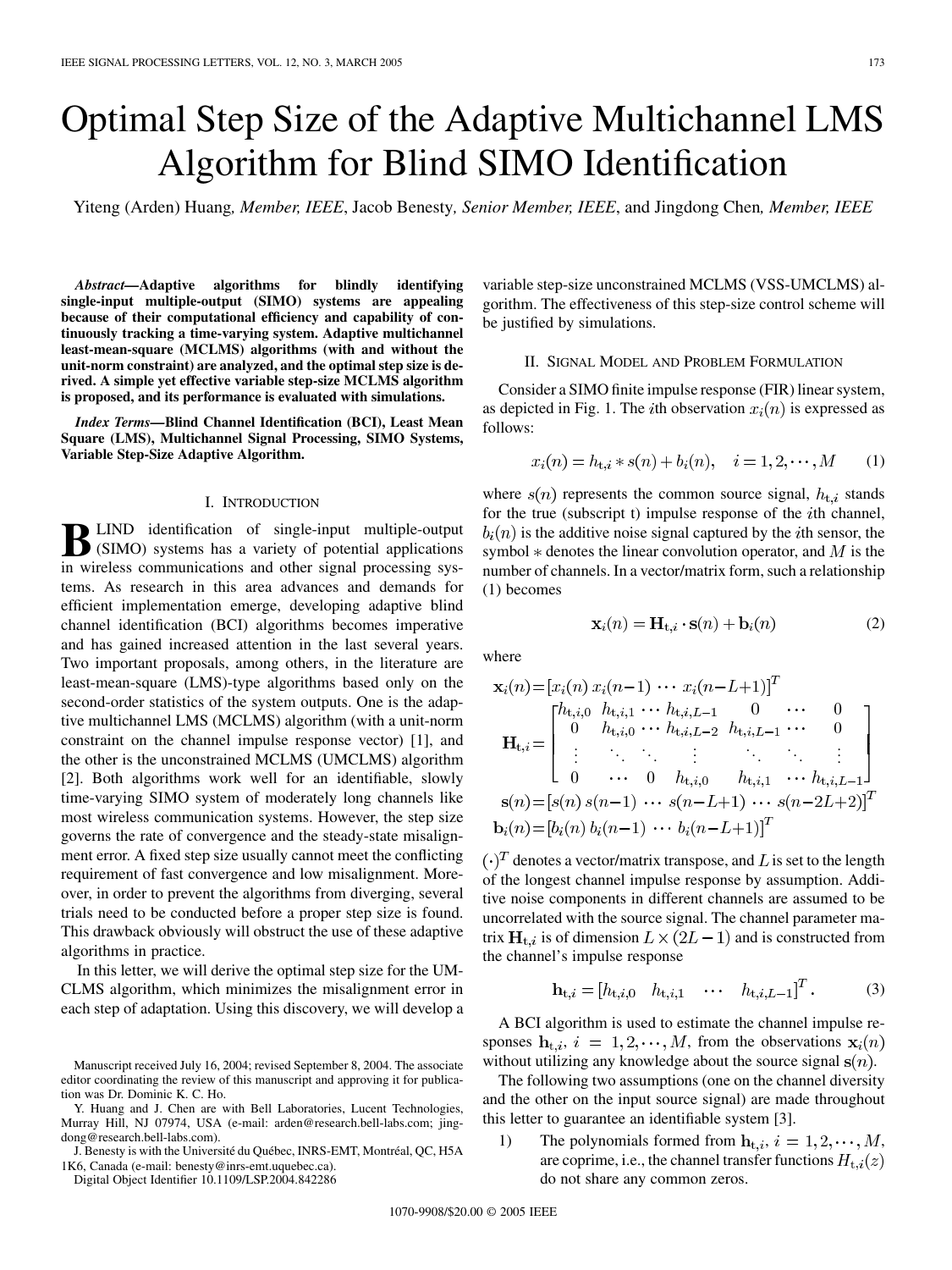# Optimal Step Size of the Adaptive Multichannel LMS Algorithm for Blind SIMO Identification

Yiteng (Arden) Huang, *Member, IEEE*, Jacob Benesty, *Senior Member, IEEE*, and Jingdong Chen, *Member, IEEE*

***Abstract*—Adaptive algorithms for blindly identifying single-input multiple-output (SIMO) systems are appealing because of their computational efficiency and capability of continuously tracking a time-varying system. Adaptive multichannel least-mean-square (MCLMS) algorithms (with and without the unit-norm constraint) are analyzed, and the optimal step size is derived. A simple yet effective variable step-size MCLMS algorithm is proposed, and its performance is evaluated with simulations.**

***Index Terms*—Blind Channel Identification (BCI), Least Mean Square (LMS), Multichannel Signal Processing, SIMO Systems, Variable Step-Size Adaptive Algorithm.**

## I. Introduction

BLIND identification of single-input multiple-output (SIMO) systems has a variety of potential applications in wireless communications and other signal processing systems. As research in this area advances and demands for efficient implementation emerge, developing adaptive blind channel identification (BCI) algorithms becomes imperative and has gained increased attention in the last several years. Two important proposals, among others, in the literature are least-mean-square (LMS)-type algorithms based only on the second-order statistics of the system outputs. One is the adaptive multichannel LMS (MCLMS) algorithm (with a unit-norm constraint on the channel impulse response vector) [1], and the other is the unconstrained MCLMS (UMCLMS) algorithm [2]. Both algorithms work well for an identifiable, slowly time-varying SIMO system of moderately long channels like most wireless communication systems. However, the step size governs the rate of convergence and the steady-state misalignment error. A fixed step size usually cannot meet the conflicting requirement of fast convergence and low misalignment. Moreover, in order to prevent the algorithms from diverging, several trials need to be conducted before a proper step size is found. This drawback obviously will obstruct the use of these adaptive algorithms in practice.

In this letter, we will derive the optimal step size for the UMCLMS algorithm, which minimizes the misalignment error in each step of adaptation. Using this discovery, we will develop a variable step-size unconstrained MCLMS (VSS-UMCLMS) algorithm. The effectiveness of this step-size control scheme will be justified by simulations.

Manuscript received July 16, 2004; revised September 8, 2004. The associate editor coordinating the review of this manuscript and approving it for publication was Dr. Dominic K. C. Ho.

Y. Huang and J. Chen are with Bell Laboratories, Lucent Technologies, Murray Hill, NJ 07974, USA (e-mail: arden@research.bell-labs.com; jingdong@research.bell-labs.com).

J. Benesty is with the Université du Québec, INRS-EMT, Montréal, QC, H5A 1K6, Canada (e-mail: benesty@inrs-emt.uquebec.ca).

Digital Object Identifier 10.1109/LSP.2004.842286

## II. Signal Model and Problem Formulation

Consider a SIMO finite impulse response (FIR) linear system, as depicted in Fig. 1. The $i$th observation $x_i(n)$ is expressed as follows:

$$x_i(n) = h_{\mathrm{t},i} * s(n) + b_i(n), \quad i = 1, 2, \cdots, M \tag{1}$$

where $s(n)$ represents the common source signal, $h_{\mathrm{t},i}$ stands for the true (subscript t) impulse response of the $i$th channel, $b_i(n)$ is the additive noise signal captured by the $i$th sensor, the symbol $*$ denotes the linear convolution operator, and $M$ is the number of channels. In a vector/matrix form, such a relationship (1) becomes

$$\mathbf{x}_i(n) = \mathbf{H}_{\mathrm{t},i} \cdot \mathbf{s}(n) + \mathbf{b}_i(n) \tag{2}$$

where

$$\mathbf{x}_i(n) = [x_i(n)\ x_i(n-1)\ \cdots\ x_i(n-L+1)]^T$$

$$\mathbf{H}_{\mathrm{t},i} = \begin{bmatrix} h_{\mathrm{t},i,0} & h_{\mathrm{t},i,1} & \cdots & h_{\mathrm{t},i,L-1} & 0 & \cdots & 0 \\ 0 & h_{\mathrm{t},i,0} & \cdots & h_{\mathrm{t},i,L-2} & h_{\mathrm{t},i,L-1} & \cdots & 0 \\ \vdots & \ddots & \ddots & \vdots & \ddots & \ddots & \vdots \\ 0 & \cdots & 0 & h_{\mathrm{t},i,0} & h_{\mathrm{t},i,1} & \cdots & h_{\mathrm{t},i,L-1} \end{bmatrix}$$

$$\mathbf{s}(n) = [s(n)\ s(n-1)\ \cdots\ s(n-L+1)\ \cdots\ s(n-2L+2)]^T$$

$$\mathbf{b}_i(n) = [b_i(n)\ b_i(n-1)\ \cdots\ b_i(n-L+1)]^T$$

$(\cdot)^T$ denotes a vector/matrix transpose, and $L$ is set to the length of the longest channel impulse response by assumption. Additive noise components in different channels are assumed to be uncorrelated with the source signal. The channel parameter matrix $\mathbf{H}_{\mathrm{t},i}$ is of dimension $L \times (2L-1)$ and is constructed from the channel's impulse response

$$\mathbf{h}_{\mathrm{t},i} = [h_{\mathrm{t},i,0}\quad h_{\mathrm{t},i,1}\quad \cdots\quad h_{\mathrm{t},i,L-1}]^T. \tag{3}$$

A BCI algorithm is used to estimate the channel impulse responses $\mathbf{h}_{\mathrm{t},i}$, $i = 1, 2, \cdots, M$, from the observations $\mathbf{x}_i(n)$ without utilizing any knowledge about the source signal $\mathbf{s}(n)$.

The following two assumptions (one on the channel diversity and the other on the input source signal) are made throughout this letter to guarantee an identifiable system [3].

1) The polynomials formed from $\mathbf{h}_{\mathrm{t},i}$, $i = 1, 2, \cdots, M$, are coprime, i.e., the channel transfer functions $H_{\mathrm{t},i}(z)$ do not share any common zeros.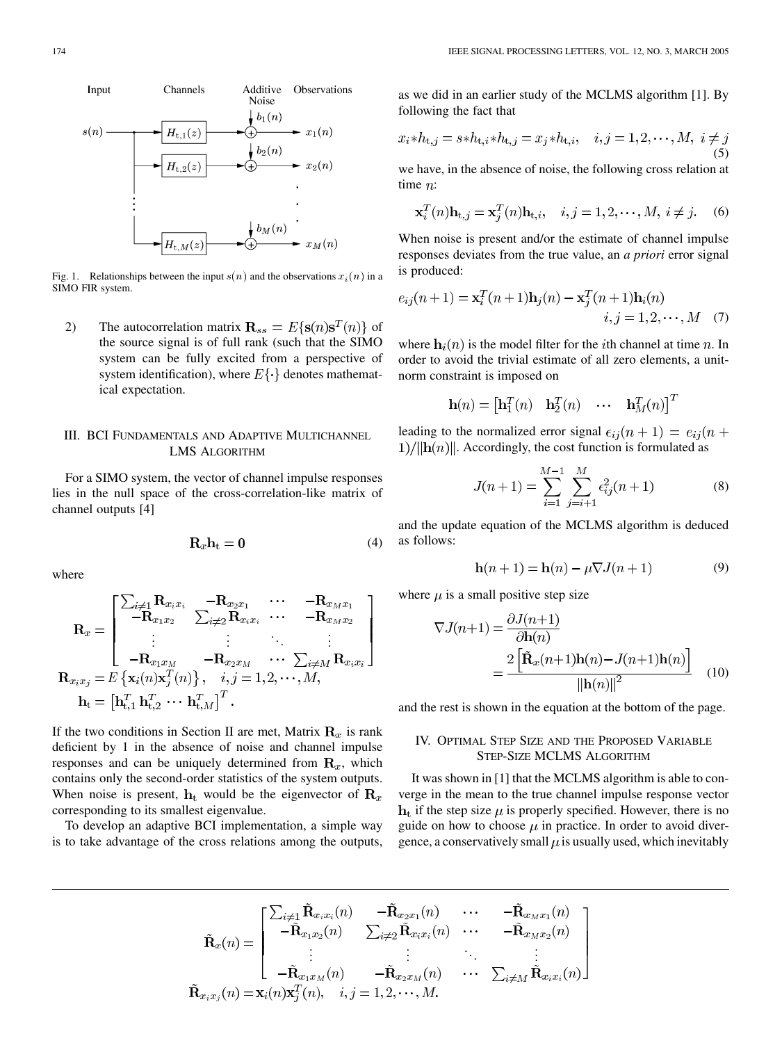Fig. 1. Relationships between the input $s(n)$ and the observations $x_i(n)$ in a SIMO FIR system.

2) The autocorrelation matrix $\mathbf{R}_{ss} = E\{\mathbf{s}(n)\mathbf{s}^T(n)\}$ of the source signal is of full rank (such that the SIMO system can be fully excited from a perspective of system identification), where $E\{\cdot\}$ denotes mathematical expectation.

## III. BCI Fundamentals and Adaptive Multichannel LMS Algorithm

For a SIMO system, the vector of channel impulse responses lies in the null space of the cross-correlation-like matrix of channel outputs [4]

$$\mathbf{R}_x \mathbf{h}_\mathrm{t} = \mathbf{0} \tag{4}$$

where

$$\mathbf{R}_x = \begin{bmatrix} \sum_{i\neq 1} \mathbf{R}_{x_i x_i} & -\mathbf{R}_{x_2 x_1} & \cdots & -\mathbf{R}_{x_M x_1} \\ -\mathbf{R}_{x_1 x_2} & \sum_{i\neq 2} \mathbf{R}_{x_i x_i} & \cdots & -\mathbf{R}_{x_M x_2} \\ \vdots & \vdots & \ddots & \vdots \\ -\mathbf{R}_{x_1 x_M} & -\mathbf{R}_{x_2 x_M} & \cdots & \sum_{i\neq M} \mathbf{R}_{x_i x_i} \end{bmatrix}$$

$$\mathbf{R}_{x_i x_j} = E\left\{\mathbf{x}_i(n)\mathbf{x}_j^T(n)\right\}, \quad i,j = 1,2,\cdots,M,$$

$$\mathbf{h}_\mathrm{t} = \left[\mathbf{h}_{\mathrm{t},1}^T \, \mathbf{h}_{\mathrm{t},2}^T \, \cdots \, \mathbf{h}_{\mathrm{t},M}^T\right]^T.$$

If the two conditions in Section II are met, Matrix $\mathbf{R}_x$ is rank deficient by 1 in the absence of noise and channel impulse responses and can be uniquely determined from $\mathbf{R}_x$, which contains only the second-order statistics of the system outputs. When noise is present, $\mathbf{h}_\mathrm{t}$ would be the eigenvector of $\mathbf{R}_x$ corresponding to its smallest eigenvalue.

To develop an adaptive BCI implementation, a simple way is to take advantage of the cross relations among the outputs, as we did in an earlier study of the MCLMS algorithm [1]. By following the fact that

$$x_i * h_{\mathrm{t},j} = s * h_{\mathrm{t},i} * h_{\mathrm{t},j} = x_j * h_{\mathrm{t},i}, \quad i,j = 1,2,\cdots,M, \; i \neq j \tag{5}$$

we have, in the absence of noise, the following cross relation at time $n$:

$$\mathbf{x}_i^T(n)\mathbf{h}_{\mathrm{t},j} = \mathbf{x}_j^T(n)\mathbf{h}_{\mathrm{t},i}, \quad i,j = 1,2,\cdots,M, \; i \neq j. \tag{6}$$

When noise is present and/or the estimate of channel impulse responses deviates from the true value, an *a priori* error signal is produced:

$$e_{ij}(n+1) = \mathbf{x}_i^T(n+1)\mathbf{h}_j(n) - \mathbf{x}_j^T(n+1)\mathbf{h}_i(n) \quad i,j = 1,2,\cdots,M \tag{7}$$

where $\mathbf{h}_i(n)$ is the model filter for the $i$th channel at time $n$. In order to avoid the trivial estimate of all zero elements, a unit-norm constraint is imposed on

$$\mathbf{h}(n) = \begin{bmatrix} \mathbf{h}_1^T(n) & \mathbf{h}_2^T(n) & \cdots & \mathbf{h}_M^T(n) \end{bmatrix}^T$$

leading to the normalized error signal $\epsilon_{ij}(n+1) = e_{ij}(n+1)/\|\mathbf{h}(n)\|$. Accordingly, the cost function is formulated as

$$J(n+1) = \sum_{i=1}^{M-1} \sum_{j=i+1}^{M} \epsilon_{ij}^2(n+1) \tag{8}$$

and the update equation of the MCLMS algorithm is deduced as follows:

$$\mathbf{h}(n+1) = \mathbf{h}(n) - \mu \nabla J(n+1) \tag{9}$$

where $\mu$ is a small positive step size

$$\nabla J(n+1) = \frac{\partial J(n+1)}{\partial \mathbf{h}(n)} = \frac{2\left[\tilde{\mathbf{R}}_x(n+1)\mathbf{h}(n) - J(n+1)\mathbf{h}(n)\right]}{\|\mathbf{h}(n)\|^2} \tag{10}$$

and the rest is shown in the equation at the bottom of the page.

## IV. Optimal Step Size and the Proposed Variable Step-Size MCLMS Algorithm

It was shown in [1] that the MCLMS algorithm is able to converge in the mean to the true channel impulse response vector $\mathbf{h}_\mathrm{t}$ if the step size $\mu$ is properly specified. However, there is no guide on how to choose $\mu$ in practice. In order to avoid divergence, a conservatively small $\mu$ is usually used, which inevitably

$$\tilde{\mathbf{R}}_x(n) = \begin{bmatrix} \sum_{i\neq 1} \tilde{\mathbf{R}}_{x_i x_i}(n) & -\tilde{\mathbf{R}}_{x_2 x_1}(n) & \cdots & -\tilde{\mathbf{R}}_{x_M x_1}(n) \\ -\tilde{\mathbf{R}}_{x_1 x_2}(n) & \sum_{i\neq 2} \tilde{\mathbf{R}}_{x_i x_i}(n) & \cdots & -\tilde{\mathbf{R}}_{x_M x_2}(n) \\ \vdots & \vdots & \ddots & \vdots \\ -\tilde{\mathbf{R}}_{x_1 x_M}(n) & -\tilde{\mathbf{R}}_{x_2 x_M}(n) & \cdots & \sum_{i\neq M} \tilde{\mathbf{R}}_{x_i x_i}(n) \end{bmatrix}$$

$$\tilde{\mathbf{R}}_{x_i x_j}(n) = \mathbf{x}_i(n)\mathbf{x}_j^T(n), \quad i,j = 1,2,\cdots,M.$$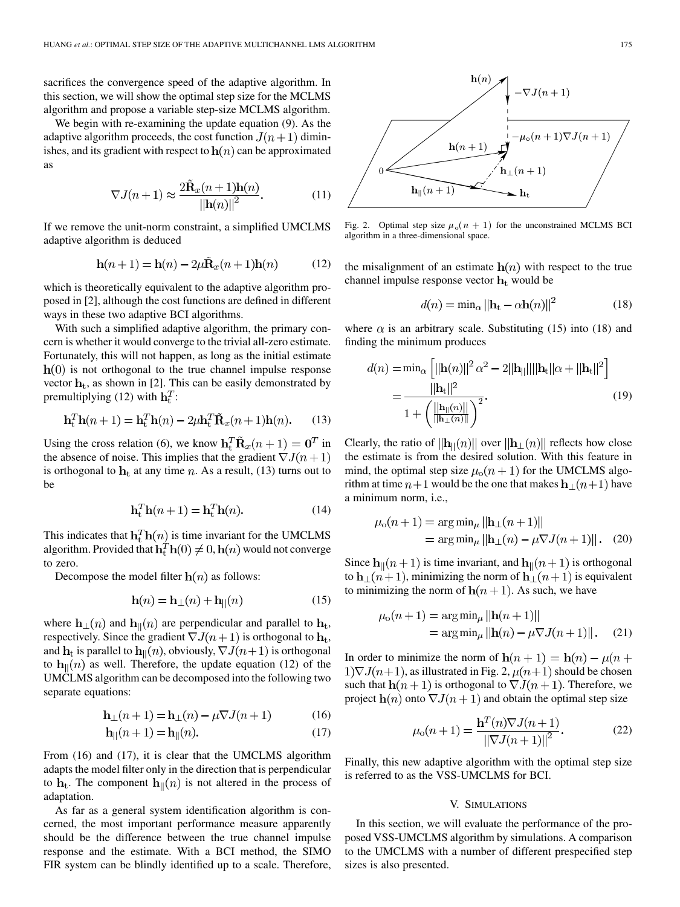sacrifices the convergence speed of the adaptive algorithm. In this section, we will show the optimal step size for the MCLMS algorithm and propose a variable step-size MCLMS algorithm.

We begin with re-examining the update equation (9). As the adaptive algorithm proceeds, the cost function $J(n+1)$ diminishes, and its gradient with respect to $\mathbf{h}(n)$ can be approximated as

$$\nabla J(n+1) \approx \frac{2\tilde{\mathbf{R}}_x(n+1)\mathbf{h}(n)}{\|\mathbf{h}(n)\|^2}. \tag{11}$$

If we remove the unit-norm constraint, a simplified UMCLMS adaptive algorithm is deduced

$$\mathbf{h}(n+1) = \mathbf{h}(n) - 2\mu\tilde{\mathbf{R}}_x(n+1)\mathbf{h}(n) \tag{12}$$

which is theoretically equivalent to the adaptive algorithm proposed in [2], although the cost functions are defined in different ways in these two adaptive BCI algorithms.

With such a simplified adaptive algorithm, the primary concern is whether it would converge to the trivial all-zero estimate. Fortunately, this will not happen, as long as the initial estimate $\mathbf{h}(0)$ is not orthogonal to the true channel impulse response vector $\mathbf{h}_t$, as shown in [2]. This can be easily demonstrated by premultiplying (12) with $\mathbf{h}_t^T$:

$$\mathbf{h}_t^T\mathbf{h}(n+1) = \mathbf{h}_t^T\mathbf{h}(n) - 2\mu\mathbf{h}_t^T\tilde{\mathbf{R}}_x(n+1)\mathbf{h}(n). \tag{13}$$

Using the cross relation (6), we know $\mathbf{h}_t^T\tilde{\mathbf{R}}_x(n+1) = \mathbf{0}^T$ in the absence of noise. This implies that the gradient $\nabla J(n+1)$ is orthogonal to $\mathbf{h}_t$ at any time $n$. As a result, (13) turns out to be

$$\mathbf{h}_t^T\mathbf{h}(n+1) = \mathbf{h}_t^T\mathbf{h}(n). \tag{14}$$

This indicates that $\mathbf{h}_t^T\mathbf{h}(n)$ is time invariant for the UMCLMS algorithm. Provided that $\mathbf{h}_t^T\mathbf{h}(0) \neq 0, \mathbf{h}(n)$ would not converge to zero.

Decompose the model filter $\mathbf{h}(n)$ as follows:

$$\mathbf{h}(n) = \mathbf{h}_\perp(n) + \mathbf{h}_{||}(n) \tag{15}$$

where $\mathbf{h}_\perp(n)$ and $\mathbf{h}_{||}(n)$ are perpendicular and parallel to $\mathbf{h}_t$, respectively. Since the gradient $\nabla J(n+1)$ is orthogonal to $\mathbf{h}_t$, and $\mathbf{h}_t$ is parallel to $\mathbf{h}_{||}(n)$, obviously, $\nabla J(n+1)$ is orthogonal to $\mathbf{h}_{||}(n)$ as well. Therefore, the update equation (12) of the UMCLMS algorithm can be decomposed into the following two separate equations:

$$\mathbf{h}_\perp(n+1) = \mathbf{h}_\perp(n) - \mu\nabla J(n+1) \tag{16}$$

$$\mathbf{h}_{||}(n+1) = \mathbf{h}_{||}(n). \tag{17}$$

From (16) and (17), it is clear that the UMCLMS algorithm adapts the model filter only in the direction that is perpendicular to $\mathbf{h}_t$. The component $\mathbf{h}_{||}(n)$ is not altered in the process of adaptation.

As far as a general system identification algorithm is concerned, the most important performance measure apparently should be the difference between the true channel impulse response and the estimate. With a BCI method, the SIMO FIR system can be blindly identified up to a scale. Therefore, the misalignment of an estimate $\mathbf{h}(n)$ with respect to the true channel impulse response vector $\mathbf{h}_t$ would be

Fig. 2. Optimal step size $\mu_o(n+1)$ for the unconstrained MCLMS BCI algorithm in a three-dimensional space.

$$d(n) = \min_\alpha \|\mathbf{h}_t - \alpha\mathbf{h}(n)\|^2 \tag{18}$$

where $\alpha$ is an arbitrary scale. Substituting (15) into (18) and finding the minimum produces

$$\begin{aligned} d(n) &= \min_\alpha \left[\|\mathbf{h}(n)\|^2\alpha^2 - 2\|\mathbf{h}_{||}\|\|\mathbf{h}_t\|\alpha + \|\mathbf{h}_t\|^2\right] \\ &= \frac{\|\mathbf{h}_t\|^2}{1 + \left(\frac{\|\mathbf{h}_{||}(n)\|}{\|\mathbf{h}_\perp(n)\|}\right)^2}. \end{aligned} \tag{19}$$

Clearly, the ratio of $\|\mathbf{h}_{||}(n)\|$ over $\|\mathbf{h}_\perp(n)\|$ reflects how close the estimate is from the desired solution. With this feature in mind, the optimal step size $\mu_o(n+1)$ for the UMCLMS algorithm at time $n+1$ would be the one that makes $\mathbf{h}_\perp(n+1)$ have a minimum norm, i.e.,

$$\begin{aligned} \mu_o(n+1) &= \arg\min_\mu \|\mathbf{h}_\perp(n+1)\| \\ &= \arg\min_\mu \|\mathbf{h}_\perp(n) - \mu\nabla J(n+1)\|. \end{aligned} \tag{20}$$

Since $\mathbf{h}_{||}(n+1)$ is time invariant, and $\mathbf{h}_{||}(n+1)$ is orthogonal to $\mathbf{h}_\perp(n+1)$, minimizing the norm of $\mathbf{h}_\perp(n+1)$ is equivalent to minimizing the norm of $\mathbf{h}(n+1)$. As such, we have

$$\begin{aligned} \mu_o(n+1) &= \arg\min_\mu \|\mathbf{h}(n+1)\| \\ &= \arg\min_\mu \|\mathbf{h}(n) - \mu\nabla J(n+1)\|. \end{aligned} \tag{21}$$

In order to minimize the norm of $\mathbf{h}(n+1) = \mathbf{h}(n) - \mu(n+1)\nabla J(n+1)$, as illustrated in Fig. 2, $\mu(n+1)$ should be chosen such that $\mathbf{h}(n+1)$ is orthogonal to $\nabla J(n+1)$. Therefore, we project $\mathbf{h}(n)$ onto $\nabla J(n+1)$ and obtain the optimal step size

$$\mu_o(n+1) = \frac{\mathbf{h}^T(n)\nabla J(n+1)}{\|\nabla J(n+1)\|^2}. \tag{22}$$

Finally, this new adaptive algorithm with the optimal step size is referred to as the VSS-UMCLMS for BCI.

## V. Simulations

In this section, we will evaluate the performance of the proposed VSS-UMCLMS algorithm by simulations. A comparison to the UMCLMS with a number of different prespecified step sizes is also presented.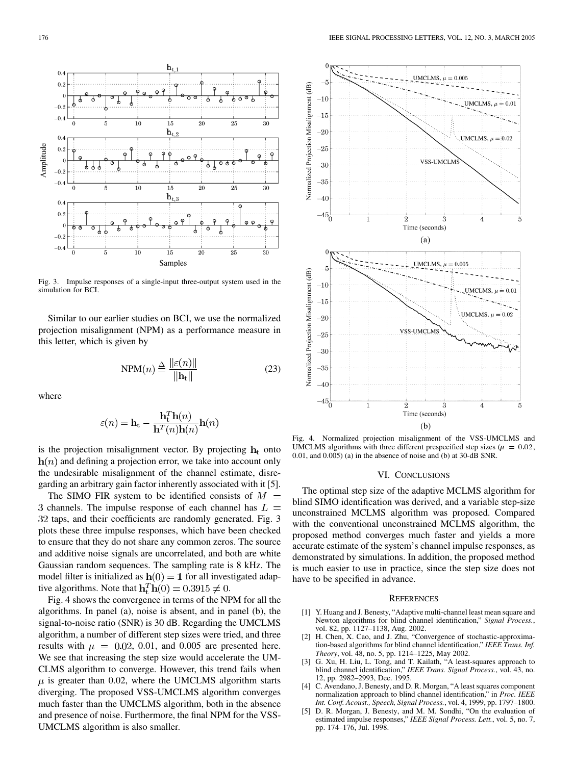$\mathbf{h}_{t,1}$

$\mathbf{h}_{t,2}$

$\mathbf{h}_{t,3}$

Amplitude

Samples

Fig. 3. Impulse responses of a single-input three-output system used in the simulation for BCI.

Similar to our earlier studies on BCI, we use the normalized projection misalignment (NPM) as a performance measure in this letter, which is given by

$$\text{NPM}(n) \triangleq \frac{\|\varepsilon(n)\|}{\|\mathbf{h}_t\|} \tag{23}$$

where

$$\varepsilon(n) = \mathbf{h}_t - \frac{\mathbf{h}_t^T \mathbf{h}(n)}{\mathbf{h}^T(n)\mathbf{h}(n)} \mathbf{h}(n)$$

is the projection misalignment vector. By projecting $\mathbf{h}_t$ onto $\mathbf{h}(n)$ and defining a projection error, we take into account only the undesirable misalignment of the channel estimate, disregarding an arbitrary gain factor inherently associated with it [5].

The SIMO FIR system to be identified consists of $M = 3$ channels. The impulse response of each channel has $L = 32$ taps, and their coefficients are randomly generated. Fig. 3 plots these three impulse responses, which have been checked to ensure that they do not share any common zeros. The source and additive noise signals are uncorrelated, and both are white Gaussian random sequences. The sampling rate is 8 kHz. The model filter is initialized as $\mathbf{h}(0) = \mathbf{1}$ for all investigated adaptive algorithms. Note that $\mathbf{h}_t^T \mathbf{h}(0) = 0.3915 \neq 0$.

Fig. 4 shows the convergence in terms of the NPM for all the algorithms. In panel (a), noise is absent, and in panel (b), the signal-to-noise ratio (SNR) is 30 dB. Regarding the UMCLMS algorithm, a number of different step sizes were tried, and three results with $\mu = 0.02$, 0.01, and 0.005 are presented here. We see that increasing the step size would accelerate the UMCLMS algorithm to converge. However, this trend fails when $\mu$ is greater than 0.02, where the UMCLMS algorithm starts diverging. The proposed VSS-UMCLMS algorithm converges much faster than the UMCLMS algorithm, both in the absence and presence of noise. Furthermore, the final NPM for the VSS-UMCLMS algorithm is also smaller.

Normalized Projection Misalignment (dB)

Time (seconds)

UMCLMS, $\mu = 0.005$

UMCLMS, $\mu = 0.01$

UMCLMS, $\mu = 0.02$

VSS-UMCLMS

(a)

Normalized Projection Misalignment (dB)

Time (seconds)

UMCLMS, $\mu = 0.005$

UMCLMS, $\mu = 0.01$

UMCLMS, $\mu = 0.02$

VSS-UMCLMS

(b)

Fig. 4. Normalized projection misalignment of the VSS-UMCLMS and UMCLMS algorithms with three different prespecified step sizes ($\mu = 0.02$, 0.01, and 0.005) (a) in the absence of noise and (b) at 30-dB SNR.

## VI. Conclusions

The optimal step size of the adaptive MCLMS algorithm for blind SIMO identification was derived, and a variable step-size unconstrained MCLMS algorithm was proposed. Compared with the conventional unconstrained MCLMS algorithm, the proposed method converges much faster and yields a more accurate estimate of the system's channel impulse responses, as demonstrated by simulations. In addition, the proposed method is much easier to use in practice, since the step size does not have to be specified in advance.

## References

[1] Y. Huang and J. Benesty, "Adaptive multi-channel least mean square and Newton algorithms for blind channel identification," *Signal Process.*, vol. 82, pp. 1127–1138, Aug. 2002.

[2] H. Chen, X. Cao, and J. Zhu, "Convergence of stochastic-approximation-based algorithms for blind channel identification," *IEEE Trans. Inf. Theory*, vol. 48, no. 5, pp. 1214–1225, May 2002.

[3] G. Xu, H. Liu, L. Tong, and T. Kailath, "A least-squares approach to blind channel identification," *IEEE Trans. Signal Process.*, vol. 43, no. 12, pp. 2982–2993, Dec. 1995.

[4] C. Avendano, J. Benesty, and D. R. Morgan, "A least squares component normalization approach to blind channel identification," in *Proc. IEEE Int. Conf. Acoust., Speech, Signal Process.*, vol. 4, 1999, pp. 1797–1800.

[5] D. R. Morgan, J. Benesty, and M. M. Sondhi, "On the evaluation of estimated impulse responses," *IEEE Signal Process. Lett.*, vol. 5, no. 7, pp. 174–176, Jul. 1998.